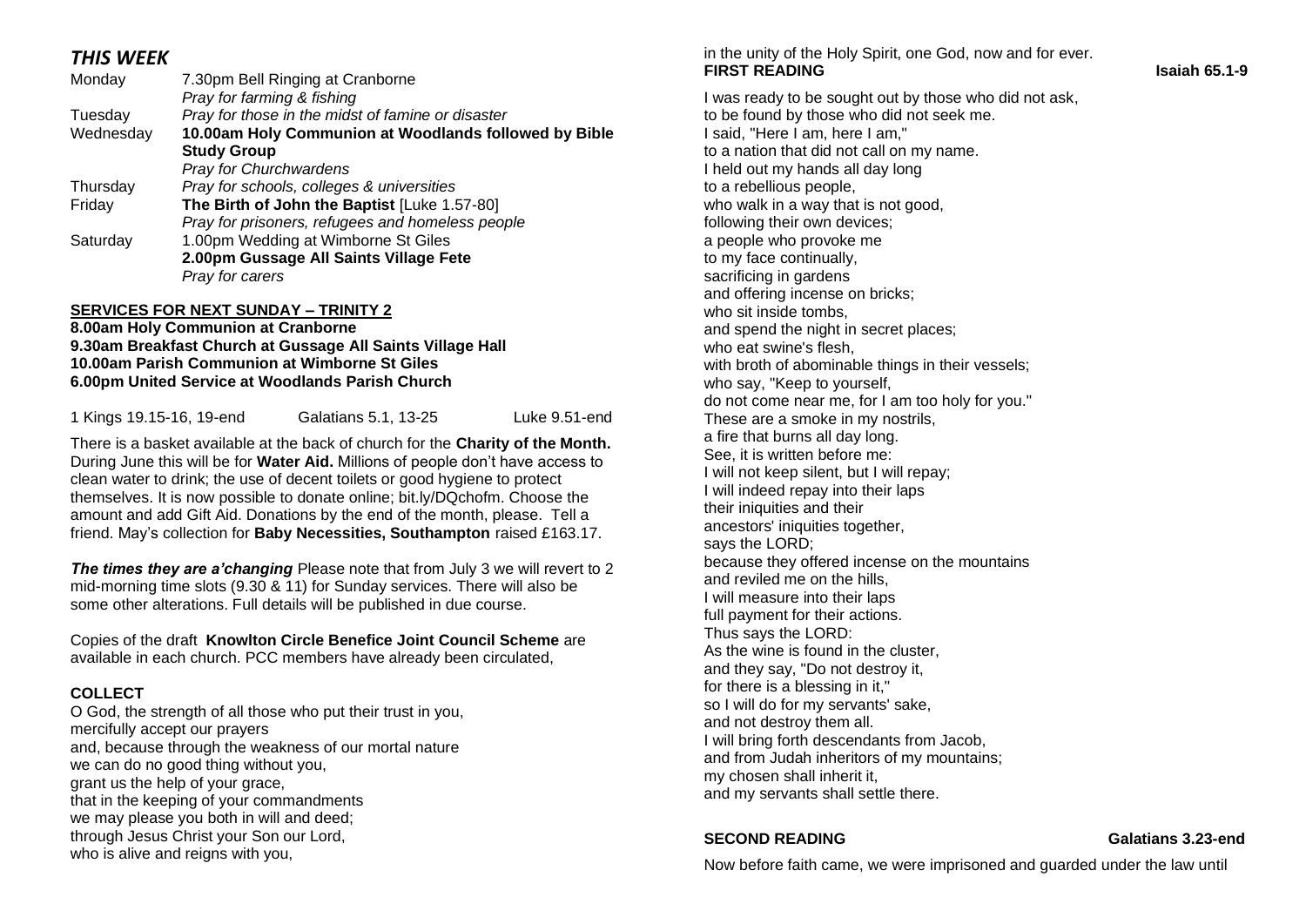## *THIS WEEK*

| | |
|---|---|
| Monday | 7.30pm Bell Ringing at Cranborne |
| | *Pray for farming & fishing* |
| Tuesday | *Pray for those in the midst of famine or disaster* |
| Wednesday | **10.00am Holy Communion at Woodlands followed by Bible Study Group** |
| | *Pray for Churchwardens* |
| Thursday | *Pray for schools, colleges & universities* |
| Friday | **The Birth of John the Baptist** [Luke 1.57-80] |
| | *Pray for prisoners, refugees and homeless people* |
| Saturday | 1.00pm Wedding at Wimborne St Giles |
| | **2.00pm Gussage All Saints Village Fete** |
| | *Pray for carers* |

**SERVICES FOR NEXT SUNDAY – TRINITY 2**

**8.00am Holy Communion at Cranborne**
**9.30am Breakfast Church at Gussage All Saints Village Hall**
**10.00am Parish Communion at Wimborne St Giles**
**6.00pm United Service at Woodlands Parish Church**

1 Kings 19.15-16, 19-end    Galatians 5.1, 13-25    Luke 9.51-end

There is a basket available at the back of church for the **Charity of the Month.** During June this will be for **Water Aid.** Millions of people don't have access to clean water to drink; the use of decent toilets or good hygiene to protect themselves. It is now possible to donate online; bit.ly/DQchofm. Choose the amount and add Gift Aid. Donations by the end of the month, please. Tell a friend. May's collection for **Baby Necessities, Southampton** raised £163.17.

***The times they are a'changing*** Please note that from July 3 we will revert to 2 mid-morning time slots (9.30 & 11) for Sunday services. There will also be some other alterations. Full details will be published in due course.

Copies of the draft **Knowlton Circle Benefice Joint Council Scheme** are available in each church. PCC members have already been circulated,

**COLLECT**

O God, the strength of all those who put their trust in you,
mercifully accept our prayers
and, because through the weakness of our mortal nature
we can do no good thing without you,
grant us the help of your grace,
that in the keeping of your commandments
we may please you both in will and deed;
through Jesus Christ your Son our Lord,
who is alive and reigns with you,
in the unity of the Holy Spirit, one God, now and for ever.

**FIRST READING** **Isaiah 65.1-9**

I was ready to be sought out by those who did not ask,
to be found by those who did not seek me.
I said, "Here I am, here I am,"
to a nation that did not call on my name.
I held out my hands all day long
to a rebellious people,
who walk in a way that is not good,
following their own devices;
a people who provoke me
to my face continually,
sacrificing in gardens
and offering incense on bricks;
who sit inside tombs,
and spend the night in secret places;
who eat swine's flesh,
with broth of abominable things in their vessels;
who say, "Keep to yourself,
do not come near me, for I am too holy for you."
These are a smoke in my nostrils,
a fire that burns all day long.
See, it is written before me:
I will not keep silent, but I will repay;
I will indeed repay into their laps
their iniquities and their
ancestors' iniquities together,
says the LORD;
because they offered incense on the mountains
and reviled me on the hills,
I will measure into their laps
full payment for their actions.
Thus says the LORD:
As the wine is found in the cluster,
and they say, "Do not destroy it,
for there is a blessing in it,"
so I will do for my servants' sake,
and not destroy them all.
I will bring forth descendants from Jacob,
and from Judah inheritors of my mountains;
my chosen shall inherit it,
and my servants shall settle there.

**SECOND READING** **Galatians 3.23-end**

Now before faith came, we were imprisoned and guarded under the law until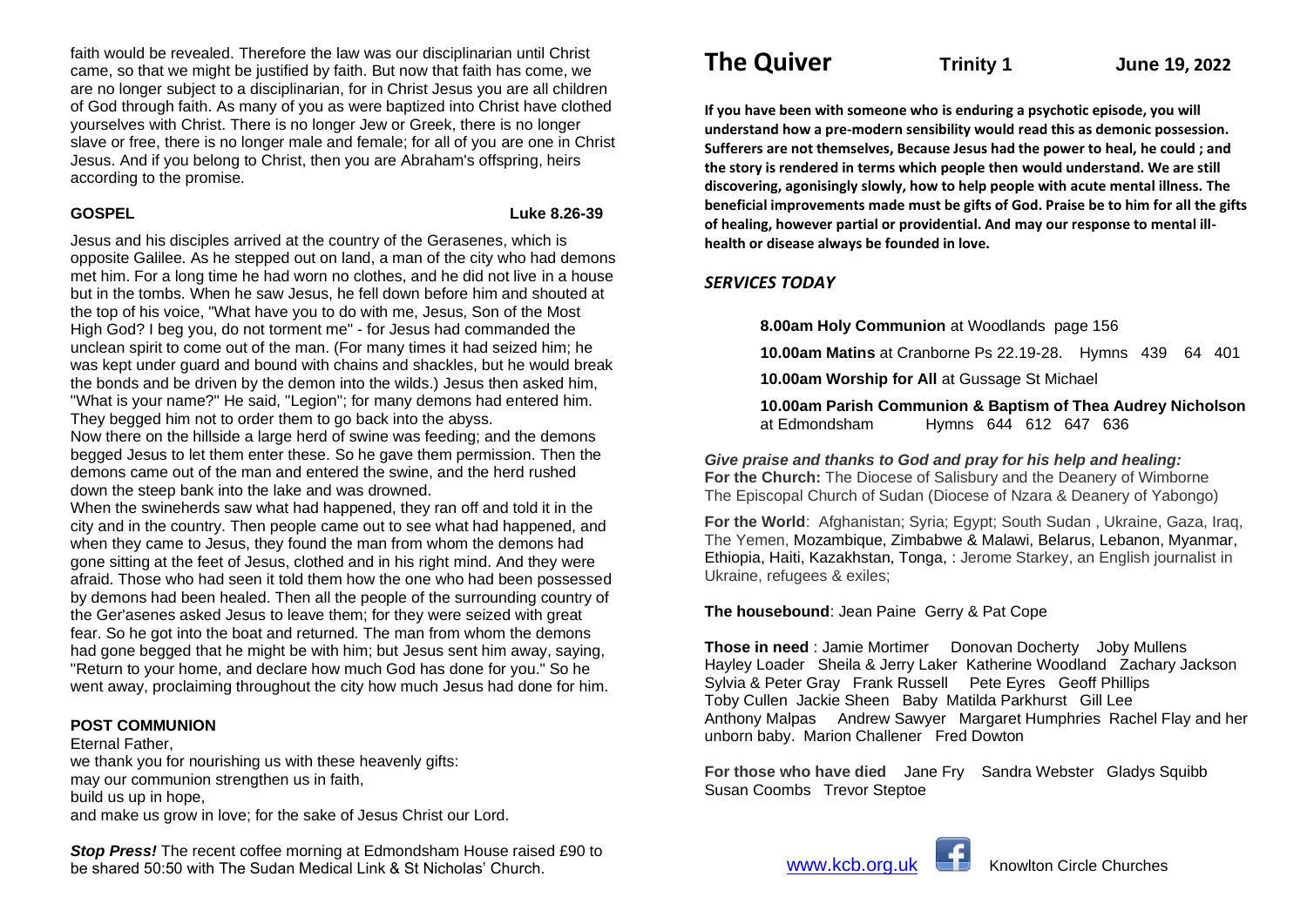faith would be revealed. Therefore the law was our disciplinarian until Christ came, so that we might be justified by faith. But now that faith has come, we are no longer subject to a disciplinarian, for in Christ Jesus you are all children of God through faith. As many of you as were baptized into Christ have clothed yourselves with Christ. There is no longer Jew or Greek, there is no longer slave or free, there is no longer male and female; for all of you are one in Christ Jesus. And if you belong to Christ, then you are Abraham's offspring, heirs according to the promise.

**GOSPEL** **Luke 8.26-39**

Jesus and his disciples arrived at the country of the Gerasenes, which is opposite Galilee. As he stepped out on land, a man of the city who had demons met him. For a long time he had worn no clothes, and he did not live in a house but in the tombs. When he saw Jesus, he fell down before him and shouted at the top of his voice, "What have you to do with me, Jesus, Son of the Most High God? I beg you, do not torment me" - for Jesus had commanded the unclean spirit to come out of the man. (For many times it had seized him; he was kept under guard and bound with chains and shackles, but he would break the bonds and be driven by the demon into the wilds.) Jesus then asked him, "What is your name?" He said, "Legion"; for many demons had entered him. They begged him not to order them to go back into the abyss.
Now there on the hillside a large herd of swine was feeding; and the demons begged Jesus to let them enter these. So he gave them permission. Then the demons came out of the man and entered the swine, and the herd rushed down the steep bank into the lake and was drowned.
When the swineherds saw what had happened, they ran off and told it in the city and in the country. Then people came out to see what had happened, and when they came to Jesus, they found the man from whom the demons had gone sitting at the feet of Jesus, clothed and in his right mind. And they were afraid. Those who had seen it told them how the one who had been possessed by demons had been healed. Then all the people of the surrounding country of the Ger'asenes asked Jesus to leave them; for they were seized with great fear. So he got into the boat and returned. The man from whom the demons had gone begged that he might be with him; but Jesus sent him away, saying, "Return to your home, and declare how much God has done for you." So he went away, proclaiming throughout the city how much Jesus had done for him.

**POST COMMUNION**

Eternal Father,
we thank you for nourishing us with these heavenly gifts:
may our communion strengthen us in faith,
build us up in hope,
and make us grow in love; for the sake of Jesus Christ our Lord.

***Stop Press!*** The recent coffee morning at Edmondsham House raised £90 to be shared 50:50 with The Sudan Medical Link & St Nicholas' Church.

# The Quiver **Trinity 1** **June 19, 2022**

**If you have been with someone who is enduring a psychotic episode, you will understand how a pre-modern sensibility would read this as demonic possession. Sufferers are not themselves, Because Jesus had the power to heal, he could ; and the story is rendered in terms which people then would understand. We are still discovering, agonisingly slowly, how to help people with acute mental illness. The beneficial improvements made must be gifts of God. Praise be to him for all the gifts of healing, however partial or providential. And may our response to mental ill-health or disease always be founded in love.**

## *SERVICES TODAY*

**8.00am Holy Communion** at Woodlands page 156

**10.00am Matins** at Cranborne Ps 22.19-28. Hymns 439 64 401

**10.00am Worship for All** at Gussage St Michael

**10.00am Parish Communion & Baptism of Thea Audrey Nicholson** at Edmondsham Hymns 644 612 647 636

***Give praise and thanks to God and pray for his help and healing:***
**For the Church:** The Diocese of Salisbury and the Deanery of Wimborne
The Episcopal Church of Sudan (Diocese of Nzara & Deanery of Yabongo)

**For the World**: Afghanistan; Syria; Egypt; South Sudan , Ukraine, Gaza, Iraq, The Yemen, Mozambique, Zimbabwe & Malawi, Belarus, Lebanon, Myanmar, Ethiopia, Haiti, Kazakhstan, Tonga, : Jerome Starkey, an English journalist in Ukraine, refugees & exiles;

**The housebound**: Jean Paine Gerry & Pat Cope

**Those in need** : Jamie Mortimer Donovan Docherty Joby Mullens Hayley Loader Sheila & Jerry Laker Katherine Woodland Zachary Jackson Sylvia & Peter Gray Frank Russell Pete Eyres Geoff Phillips Toby Cullen Jackie Sheen Baby Matilda Parkhurst Gill Lee Anthony Malpas Andrew Sawyer Margaret Humphries Rachel Flay and her unborn baby. Marion Challener Fred Dowton

**For those who have died** Jane Fry Sandra Webster Gladys Squibb Susan Coombs Trevor Steptoe

www.kcb.org.uk Knowlton Circle Churches